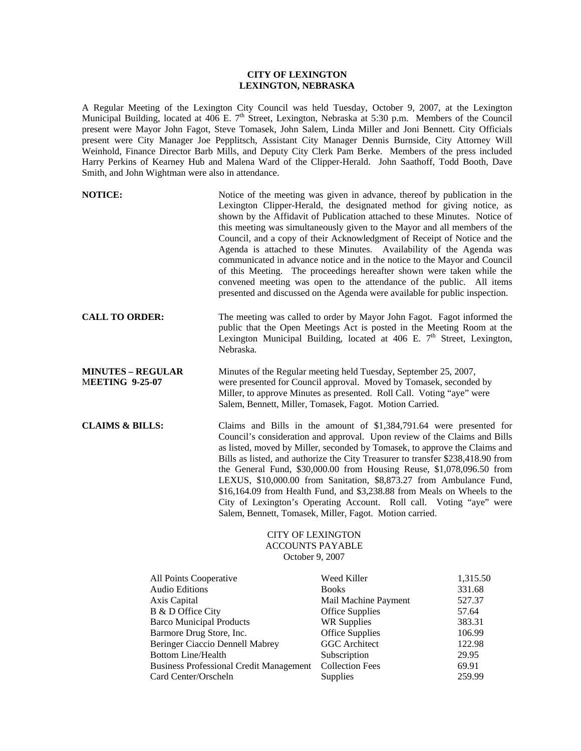**CITY OF LEXINGTON**
**LEXINGTON, NEBRASKA**

A Regular Meeting of the Lexington City Council was held Tuesday, October 9, 2007, at the Lexington Municipal Building, located at 406 E. 7th Street, Lexington, Nebraska at 5:30 p.m. Members of the Council present were Mayor John Fagot, Steve Tomasek, John Salem, Linda Miller and Joni Bennett. City Officials present were City Manager Joe Pepplitsch, Assistant City Manager Dennis Burnside, City Attorney Will Weinhold, Finance Director Barb Mills, and Deputy City Clerk Pam Berke. Members of the press included Harry Perkins of Kearney Hub and Malena Ward of the Clipper-Herald. John Saathoff, Todd Booth, Dave Smith, and John Wightman were also in attendance.

**NOTICE:** Notice of the meeting was given in advance, thereof by publication in the Lexington Clipper-Herald, the designated method for giving notice, as shown by the Affidavit of Publication attached to these Minutes. Notice of this meeting was simultaneously given to the Mayor and all members of the Council, and a copy of their Acknowledgment of Receipt of Notice and the Agenda is attached to these Minutes. Availability of the Agenda was communicated in advance notice and in the notice to the Mayor and Council of this Meeting. The proceedings hereafter shown were taken while the convened meeting was open to the attendance of the public. All items presented and discussed on the Agenda were available for public inspection.

**CALL TO ORDER:** The meeting was called to order by Mayor John Fagot. Fagot informed the public that the Open Meetings Act is posted in the Meeting Room at the Lexington Municipal Building, located at 406 E. 7th Street, Lexington, Nebraska.

**MINUTES – REGULAR MEETING 9-25-07** Minutes of the Regular meeting held Tuesday, September 25, 2007, were presented for Council approval. Moved by Tomasek, seconded by Miller, to approve Minutes as presented. Roll Call. Voting "aye" were Salem, Bennett, Miller, Tomasek, Fagot. Motion Carried.

**CLAIMS & BILLS:** Claims and Bills in the amount of $1,384,791.64 were presented for Council's consideration and approval. Upon review of the Claims and Bills as listed, moved by Miller, seconded by Tomasek, to approve the Claims and Bills as listed, and authorize the City Treasurer to transfer $238,418.90 from the General Fund, $30,000.00 from Housing Reuse, $1,078,096.50 from LEXUS, $10,000.00 from Sanitation, $8,873.27 from Ambulance Fund, $16,164.09 from Health Fund, and $3,238.88 from Meals on Wheels to the City of Lexington's Operating Account. Roll call. Voting "aye" were Salem, Bennett, Tomasek, Miller, Fagot. Motion carried.

CITY OF LEXINGTON
ACCOUNTS PAYABLE
October 9, 2007

| | | |
|---|---|---|
| All Points Cooperative | Weed Killer | 1,315.50 |
| Audio Editions | Books | 331.68 |
| Axis Capital | Mail Machine Payment | 527.37 |
| B & D Office City | Office Supplies | 57.64 |
| Barco Municipal Products | WR Supplies | 383.31 |
| Barmore Drug Store, Inc. | Office Supplies | 106.99 |
| Beringer Ciaccio Dennell Mabrey | GGC Architect | 122.98 |
| Bottom Line/Health | Subscription | 29.95 |
| Business Professional Credit Management | Collection Fees | 69.91 |
| Card Center/Orscheln | Supplies | 259.99 |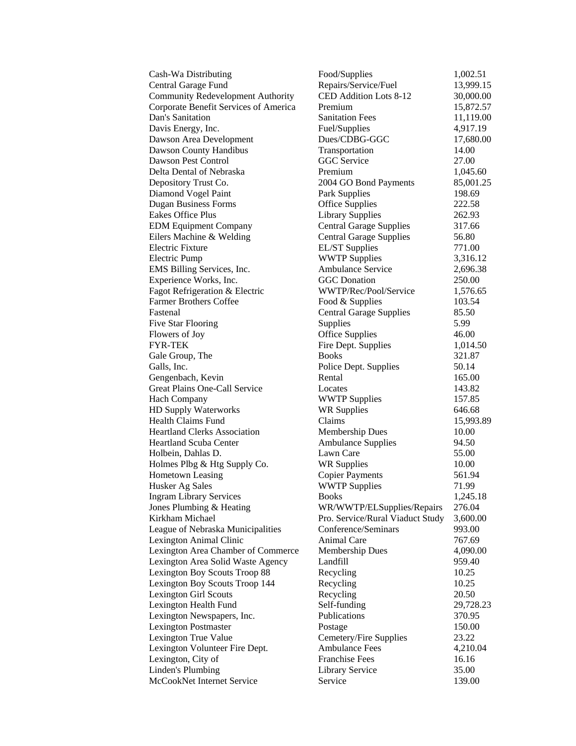| | | |
|---|---|---|
| Cash-Wa Distributing | Food/Supplies | 1,002.51 |
| Central Garage Fund | Repairs/Service/Fuel | 13,999.15 |
| Community Redevelopment Authority | CED Addition Lots 8-12 | 30,000.00 |
| Corporate Benefit Services of America | Premium | 15,872.57 |
| Dan's Sanitation | Sanitation Fees | 11,119.00 |
| Davis Energy, Inc. | Fuel/Supplies | 4,917.19 |
| Dawson Area Development | Dues/CDBG-GGC | 17,680.00 |
| Dawson County Handibus | Transportation | 14.00 |
| Dawson Pest Control | GGC Service | 27.00 |
| Delta Dental of Nebraska | Premium | 1,045.60 |
| Depository Trust Co. | 2004 GO Bond Payments | 85,001.25 |
| Diamond Vogel Paint | Park Supplies | 198.69 |
| Dugan Business Forms | Office Supplies | 222.58 |
| Eakes Office Plus | Library Supplies | 262.93 |
| EDM Equipment Company | Central Garage Supplies | 317.66 |
| Eilers Machine & Welding | Central Garage Supplies | 56.80 |
| Electric Fixture | EL/ST Supplies | 771.00 |
| Electric Pump | WWTP Supplies | 3,316.12 |
| EMS Billing Services, Inc. | Ambulance Service | 2,696.38 |
| Experience Works, Inc. | GGC Donation | 250.00 |
| Fagot Refrigeration & Electric | WWTP/Rec/Pool/Service | 1,576.65 |
| Farmer Brothers Coffee | Food & Supplies | 103.54 |
| Fastenal | Central Garage Supplies | 85.50 |
| Five Star Flooring | Supplies | 5.99 |
| Flowers of Joy | Office Supplies | 46.00 |
| FYR-TEK | Fire Dept. Supplies | 1,014.50 |
| Gale Group, The | Books | 321.87 |
| Galls, Inc. | Police Dept. Supplies | 50.14 |
| Gengenbach, Kevin | Rental | 165.00 |
| Great Plains One-Call Service | Locates | 143.82 |
| Hach Company | WWTP Supplies | 157.85 |
| HD Supply Waterworks | WR Supplies | 646.68 |
| Health Claims Fund | Claims | 15,993.89 |
| Heartland Clerks Association | Membership Dues | 10.00 |
| Heartland Scuba Center | Ambulance Supplies | 94.50 |
| Holbein, Dahlas D. | Lawn Care | 55.00 |
| Holmes Plbg & Htg Supply Co. | WR Supplies | 10.00 |
| Hometown Leasing | Copier Payments | 561.94 |
| Husker Ag Sales | WWTP Supplies | 71.99 |
| Ingram Library Services | Books | 1,245.18 |
| Jones Plumbing & Heating | WR/WWTP/ELSupplies/Repairs | 276.04 |
| Kirkham Michael | Pro. Service/Rural Viaduct Study | 3,600.00 |
| League of Nebraska Municipalities | Conference/Seminars | 993.00 |
| Lexington Animal Clinic | Animal Care | 767.69 |
| Lexington Area Chamber of Commerce | Membership Dues | 4,090.00 |
| Lexington Area Solid Waste Agency | Landfill | 959.40 |
| Lexington Boy Scouts Troop 88 | Recycling | 10.25 |
| Lexington Boy Scouts Troop 144 | Recycling | 10.25 |
| Lexington Girl Scouts | Recycling | 20.50 |
| Lexington Health Fund | Self-funding | 29,728.23 |
| Lexington Newspapers, Inc. | Publications | 370.95 |
| Lexington Postmaster | Postage | 150.00 |
| Lexington True Value | Cemetery/Fire Supplies | 23.22 |
| Lexington Volunteer Fire Dept. | Ambulance Fees | 4,210.04 |
| Lexington, City of | Franchise Fees | 16.16 |
| Linden's Plumbing | Library Service | 35.00 |
| McCookNet Internet Service | Service | 139.00 |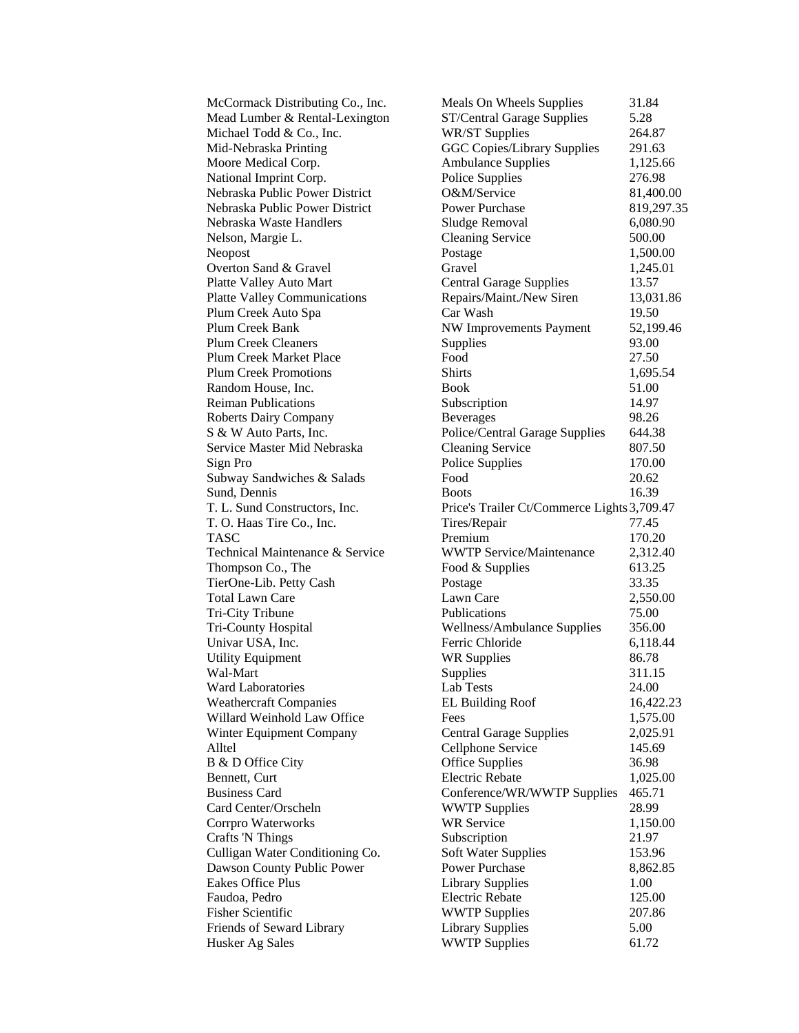| | | |
|---|---|---|
| McCormack Distributing Co., Inc. | Meals On Wheels Supplies | 31.84 |
| Mead Lumber & Rental-Lexington | ST/Central Garage Supplies | 5.28 |
| Michael Todd & Co., Inc. | WR/ST Supplies | 264.87 |
| Mid-Nebraska Printing | GGC Copies/Library Supplies | 291.63 |
| Moore Medical Corp. | Ambulance Supplies | 1,125.66 |
| National Imprint Corp. | Police Supplies | 276.98 |
| Nebraska Public Power District | O&M/Service | 81,400.00 |
| Nebraska Public Power District | Power Purchase | 819,297.35 |
| Nebraska Waste Handlers | Sludge Removal | 6,080.90 |
| Nelson, Margie L. | Cleaning Service | 500.00 |
| Neopost | Postage | 1,500.00 |
| Overton Sand & Gravel | Gravel | 1,245.01 |
| Platte Valley Auto Mart | Central Garage Supplies | 13.57 |
| Platte Valley Communications | Repairs/Maint./New Siren | 13,031.86 |
| Plum Creek Auto Spa | Car Wash | 19.50 |
| Plum Creek Bank | NW Improvements Payment | 52,199.46 |
| Plum Creek Cleaners | Supplies | 93.00 |
| Plum Creek Market Place | Food | 27.50 |
| Plum Creek Promotions | Shirts | 1,695.54 |
| Random House, Inc. | Book | 51.00 |
| Reiman Publications | Subscription | 14.97 |
| Roberts Dairy Company | Beverages | 98.26 |
| S & W Auto Parts, Inc. | Police/Central Garage Supplies | 644.38 |
| Service Master Mid Nebraska | Cleaning Service | 807.50 |
| Sign Pro | Police Supplies | 170.00 |
| Subway Sandwiches & Salads | Food | 20.62 |
| Sund, Dennis | Boots | 16.39 |
| T. L. Sund Constructors, Inc. | Price's Trailer Ct/Commerce Lights | 3,709.47 |
| T. O. Haas Tire Co., Inc. | Tires/Repair | 77.45 |
| TASC | Premium | 170.20 |
| Technical Maintenance & Service | WWTP Service/Maintenance | 2,312.40 |
| Thompson Co., The | Food & Supplies | 613.25 |
| TierOne-Lib. Petty Cash | Postage | 33.35 |
| Total Lawn Care | Lawn Care | 2,550.00 |
| Tri-City Tribune | Publications | 75.00 |
| Tri-County Hospital | Wellness/Ambulance Supplies | 356.00 |
| Univar USA, Inc. | Ferric Chloride | 6,118.44 |
| Utility Equipment | WR Supplies | 86.78 |
| Wal-Mart | Supplies | 311.15 |
| Ward Laboratories | Lab Tests | 24.00 |
| Weathercraft Companies | EL Building Roof | 16,422.23 |
| Willard Weinhold Law Office | Fees | 1,575.00 |
| Winter Equipment Company | Central Garage Supplies | 2,025.91 |
| Alltel | Cellphone Service | 145.69 |
| B & D Office City | Office Supplies | 36.98 |
| Bennett, Curt | Electric Rebate | 1,025.00 |
| Business Card | Conference/WR/WWTP Supplies | 465.71 |
| Card Center/Orscheln | WWTP Supplies | 28.99 |
| Corrpro Waterworks | WR Service | 1,150.00 |
| Crafts 'N Things | Subscription | 21.97 |
| Culligan Water Conditioning Co. | Soft Water Supplies | 153.96 |
| Dawson County Public Power | Power Purchase | 8,862.85 |
| Eakes Office Plus | Library Supplies | 1.00 |
| Faudoa, Pedro | Electric Rebate | 125.00 |
| Fisher Scientific | WWTP Supplies | 207.86 |
| Friends of Seward Library | Library Supplies | 5.00 |
| Husker Ag Sales | WWTP Supplies | 61.72 |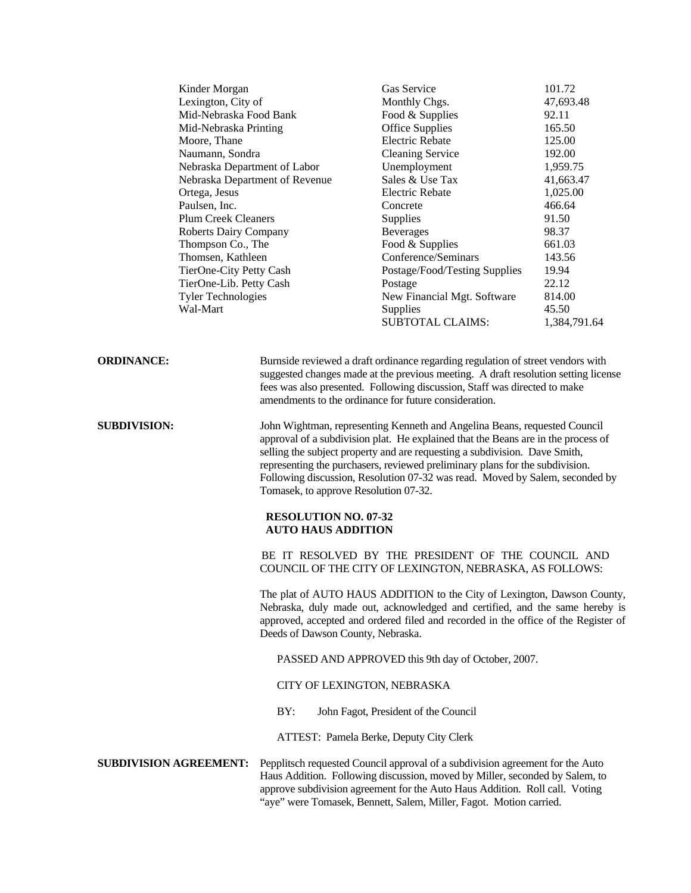| | | |
|---|---|---|
| Kinder Morgan | Gas Service | 101.72 |
| Lexington, City of | Monthly Chgs. | 47,693.48 |
| Mid-Nebraska Food Bank | Food & Supplies | 92.11 |
| Mid-Nebraska Printing | Office Supplies | 165.50 |
| Moore, Thane | Electric Rebate | 125.00 |
| Naumann, Sondra | Cleaning Service | 192.00 |
| Nebraska Department of Labor | Unemployment | 1,959.75 |
| Nebraska Department of Revenue | Sales & Use Tax | 41,663.47 |
| Ortega, Jesus | Electric Rebate | 1,025.00 |
| Paulsen, Inc. | Concrete | 466.64 |
| Plum Creek Cleaners | Supplies | 91.50 |
| Roberts Dairy Company | Beverages | 98.37 |
| Thompson Co., The | Food & Supplies | 661.03 |
| Thomsen, Kathleen | Conference/Seminars | 143.56 |
| TierOne-City Petty Cash | Postage/Food/Testing Supplies | 19.94 |
| TierOne-Lib. Petty Cash | Postage | 22.12 |
| Tyler Technologies | New Financial Mgt. Software | 814.00 |
| Wal-Mart | Supplies | 45.50 |
| | SUBTOTAL CLAIMS: | 1,384,791.64 |

**ORDINANCE:** Burnside reviewed a draft ordinance regarding regulation of street vendors with suggested changes made at the previous meeting. A draft resolution setting license fees was also presented. Following discussion, Staff was directed to make amendments to the ordinance for future consideration.

**SUBDIVISION:** John Wightman, representing Kenneth and Angelina Beans, requested Council approval of a subdivision plat. He explained that the Beans are in the process of selling the subject property and are requesting a subdivision. Dave Smith, representing the purchasers, reviewed preliminary plans for the subdivision. Following discussion, Resolution 07-32 was read. Moved by Salem, seconded by Tomasek, to approve Resolution 07-32.

**RESOLUTION NO. 07-32**
**AUTO HAUS ADDITION**

BE IT RESOLVED BY THE PRESIDENT OF THE COUNCIL AND COUNCIL OF THE CITY OF LEXINGTON, NEBRASKA, AS FOLLOWS:

The plat of AUTO HAUS ADDITION to the City of Lexington, Dawson County, Nebraska, duly made out, acknowledged and certified, and the same hereby is approved, accepted and ordered filed and recorded in the office of the Register of Deeds of Dawson County, Nebraska.

PASSED AND APPROVED this 9th day of October, 2007.

CITY OF LEXINGTON, NEBRASKA

BY: John Fagot, President of the Council

ATTEST: Pamela Berke, Deputy City Clerk

**SUBDIVISION AGREEMENT:** Pepplitsch requested Council approval of a subdivision agreement for the Auto Haus Addition. Following discussion, moved by Miller, seconded by Salem, to approve subdivision agreement for the Auto Haus Addition. Roll call. Voting "aye" were Tomasek, Bennett, Salem, Miller, Fagot. Motion carried.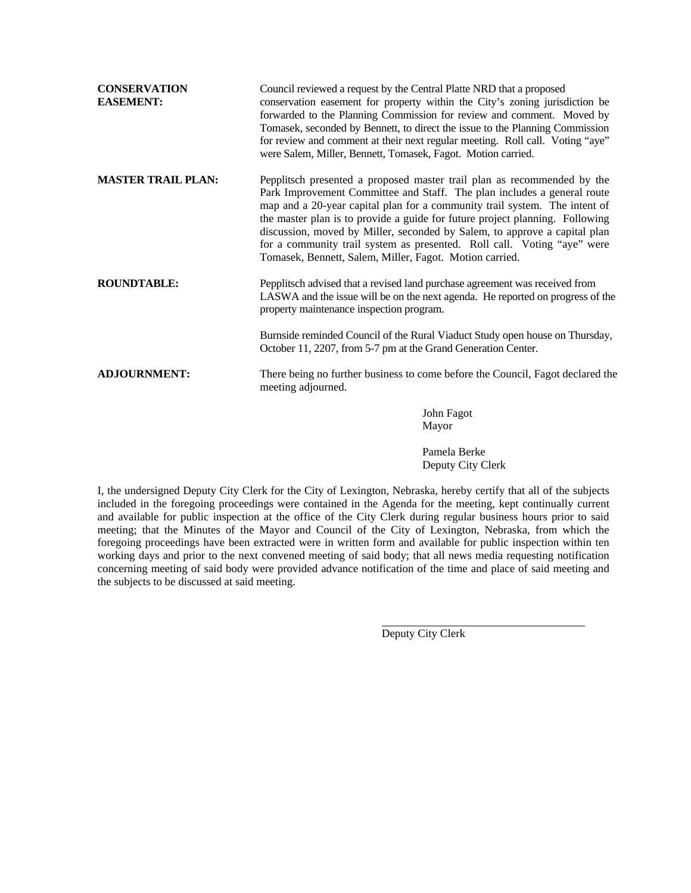**CONSERVATION EASEMENT:** Council reviewed a request by the Central Platte NRD that a proposed conservation easement for property within the City's zoning jurisdiction be forwarded to the Planning Commission for review and comment. Moved by Tomasek, seconded by Bennett, to direct the issue to the Planning Commission for review and comment at their next regular meeting. Roll call. Voting "aye" were Salem, Miller, Bennett, Tomasek, Fagot. Motion carried.

**MASTER TRAIL PLAN:** Pepplitsch presented a proposed master trail plan as recommended by the Park Improvement Committee and Staff. The plan includes a general route map and a 20-year capital plan for a community trail system. The intent of the master plan is to provide a guide for future project planning. Following discussion, moved by Miller, seconded by Salem, to approve a capital plan for a community trail system as presented. Roll call. Voting "aye" were Tomasek, Bennett, Salem, Miller, Fagot. Motion carried.

**ROUNDTABLE:** Pepplitsch advised that a revised land purchase agreement was received from LASWA and the issue will be on the next agenda. He reported on progress of the property maintenance inspection program.

Burnside reminded Council of the Rural Viaduct Study open house on Thursday, October 11, 2207, from 5-7 pm at the Grand Generation Center.

**ADJOURNMENT:** There being no further business to come before the Council, Fagot declared the meeting adjourned.

John Fagot
Mayor

Pamela Berke
Deputy City Clerk

I, the undersigned Deputy City Clerk for the City of Lexington, Nebraska, hereby certify that all of the subjects included in the foregoing proceedings were contained in the Agenda for the meeting, kept continually current and available for public inspection at the office of the City Clerk during regular business hours prior to said meeting; that the Minutes of the Mayor and Council of the City of Lexington, Nebraska, from which the foregoing proceedings have been extracted were in written form and available for public inspection within ten working days and prior to the next convened meeting of said body; that all news media requesting notification concerning meeting of said body were provided advance notification of the time and place of said meeting and the subjects to be discussed at said meeting.

Deputy City Clerk